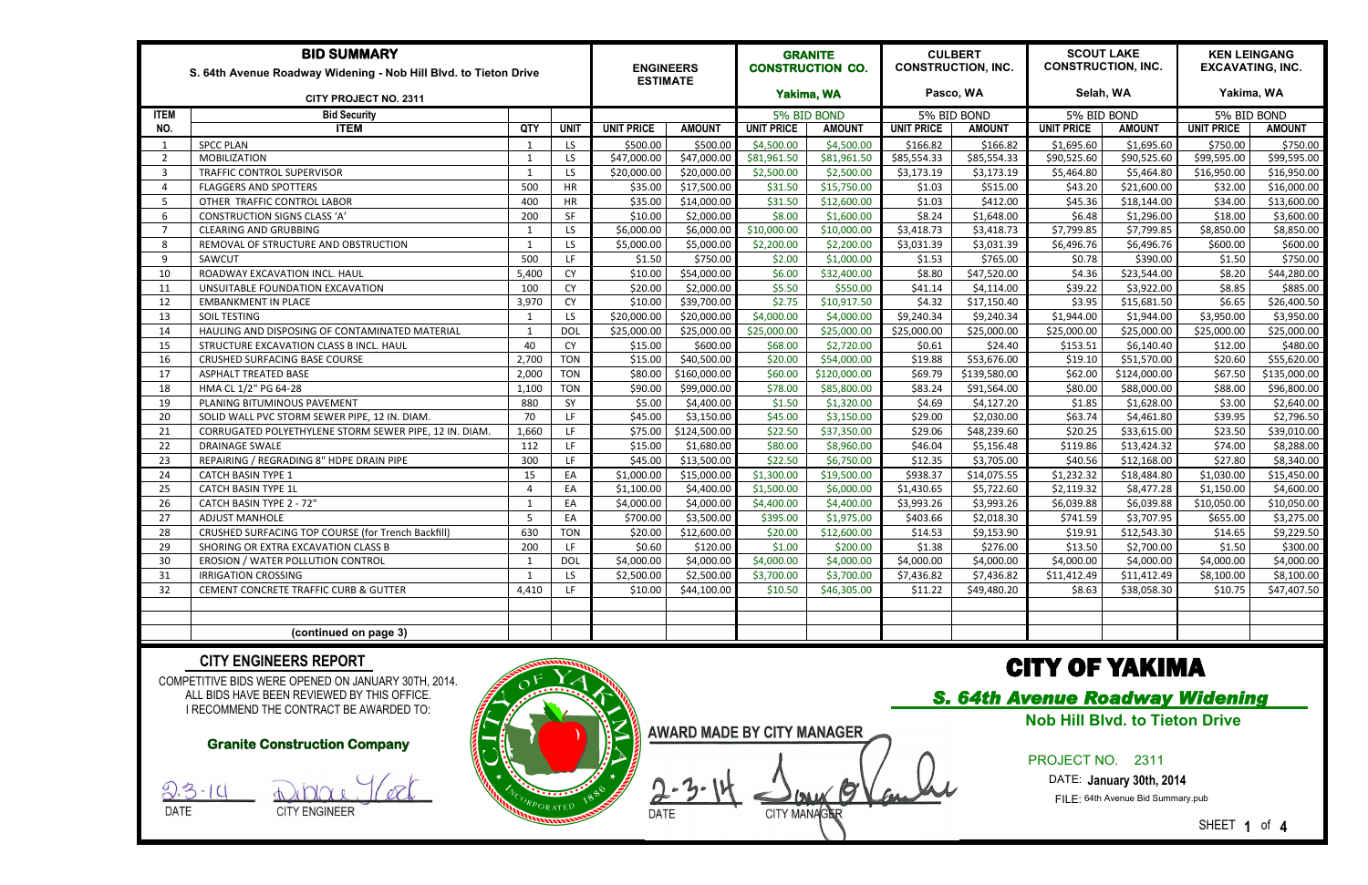# BID SUMMARY

**S. 64th Avenue Roadway Widening - Nob Hill Blvd. to Tieton Drive**

**CITY PROJECT NO. 2311**

| ITEM NO. | ITEM | QTY | UNIT | ENGINEERS ESTIMATE | | GRANITE CONSTRUCTION CO. Yakima, WA | | CULBERT CONSTRUCTION, INC. Pasco, WA | | SCOUT LAKE CONSTRUCTION, INC. Selah, WA | | KEN LEINGANG EXCAVATING, INC. Yakima, WA | |
|---|---|---|---|---|---|---|---|---|---|---|---|---|---|
| | Bid Security | | | | | 5% BID BOND | | 5% BID BOND | | 5% BID BOND | | 5% BID BOND | |
| | | | | UNIT PRICE | AMOUNT | UNIT PRICE | AMOUNT | UNIT PRICE | AMOUNT | UNIT PRICE | AMOUNT | UNIT PRICE | AMOUNT |
| 1 | SPCC PLAN | 1 | LS | $500.00 | $500.00 | $4,500.00 | $4,500.00 | $166.82 | $166.82 | $1,695.60 | $1,695.60 | $750.00 | $750.00 |
| 2 | MOBILIZATION | 1 | LS | $47,000.00 | $47,000.00 | $81,961.50 | $81,961.50 | $85,554.33 | $85,554.33 | $90,525.60 | $90,525.60 | $99,595.00 | $99,595.00 |
| 3 | TRAFFIC CONTROL SUPERVISOR | 1 | LS | $20,000.00 | $20,000.00 | $2,500.00 | $2,500.00 | $3,173.19 | $3,173.19 | $5,464.80 | $5,464.80 | $16,950.00 | $16,950.00 |
| 4 | FLAGGERS AND SPOTTERS | 500 | HR | $35.00 | $17,500.00 | $31.50 | $15,750.00 | $1.03 | $515.00 | $43.20 | $21,600.00 | $32.00 | $16,000.00 |
| 5 | OTHER TRAFFIC CONTROL LABOR | 400 | HR | $35.00 | $14,000.00 | $31.50 | $12,600.00 | $1.03 | $412.00 | $45.36 | $18,144.00 | $34.00 | $13,600.00 |
| 6 | CONSTRUCTION SIGNS CLASS 'A' | 200 | SF | $10.00 | $2,000.00 | $8.00 | $1,600.00 | $8.24 | $1,648.00 | $6.48 | $1,296.00 | $18.00 | $3,600.00 |
| 7 | CLEARING AND GRUBBING | 1 | LS | $6,000.00 | $6,000.00 | $10,000.00 | $10,000.00 | $3,418.73 | $3,418.73 | $7,799.85 | $7,799.85 | $8,850.00 | $8,850.00 |
| 8 | REMOVAL OF STRUCTURE AND OBSTRUCTION | 1 | LS | $5,000.00 | $5,000.00 | $2,200.00 | $2,200.00 | $3,031.39 | $3,031.39 | $6,496.76 | $6,496.76 | $600.00 | $600.00 |
| 9 | SAWCUT | 500 | LF | $1.50 | $750.00 | $2.00 | $1,000.00 | $1.53 | $765.00 | $0.78 | $390.00 | $1.50 | $750.00 |
| 10 | ROADWAY EXCAVATION INCL. HAUL | 5,400 | CY | $10.00 | $54,000.00 | $6.00 | $32,400.00 | $8.80 | $47,520.00 | $4.36 | $23,544.00 | $8.20 | $44,280.00 |
| 11 | UNSUITABLE FOUNDATION EXCAVATION | 100 | CY | $20.00 | $2,000.00 | $5.50 | $550.00 | $41.14 | $4,114.00 | $39.22 | $3,922.00 | $8.85 | $885.00 |
| 12 | EMBANKMENT IN PLACE | 3,970 | CY | $10.00 | $39,700.00 | $2.75 | $10,917.50 | $4.32 | $17,150.40 | $3.95 | $15,681.50 | $6.65 | $26,400.50 |
| 13 | SOIL TESTING | 1 | LS | $20,000.00 | $20,000.00 | $4,000.00 | $4,000.00 | $9,240.34 | $9,240.34 | $1,944.00 | $1,944.00 | $3,950.00 | $3,950.00 |
| 14 | HAULING AND DISPOSING OF CONTAMINATED MATERIAL | 1 | DOL | $25,000.00 | $25,000.00 | $25,000.00 | $25,000.00 | $25,000.00 | $25,000.00 | $25,000.00 | $25,000.00 | $25,000.00 | $25,000.00 |
| 15 | STRUCTURE EXCAVATION CLASS B INCL. HAUL | 40 | CY | $15.00 | $600.00 | $68.00 | $2,720.00 | $0.61 | $24.40 | $153.51 | $6,140.40 | $12.00 | $480.00 |
| 16 | CRUSHED SURFACING BASE COURSE | 2,700 | TON | $15.00 | $40,500.00 | $20.00 | $54,000.00 | $19.88 | $53,676.00 | $19.10 | $51,570.00 | $20.60 | $55,620.00 |
| 17 | ASPHALT TREATED BASE | 2,000 | TON | $80.00 | $160,000.00 | $60.00 | $120,000.00 | $69.79 | $139,580.00 | $62.00 | $124,000.00 | $67.50 | $135,000.00 |
| 18 | HMA CL 1/2" PG 64-28 | 1,100 | TON | $90.00 | $99,000.00 | $78.00 | $85,800.00 | $83.24 | $91,564.00 | $80.00 | $88,000.00 | $88.00 | $96,800.00 |
| 19 | PLANING BITUMINOUS PAVEMENT | 880 | SY | $5.00 | $4,400.00 | $1.50 | $1,320.00 | $4.69 | $4,127.20 | $1.85 | $1,628.00 | $3.00 | $2,640.00 |
| 20 | SOLID WALL PVC STORM SEWER PIPE, 12 IN. DIAM. | 70 | LF | $45.00 | $3,150.00 | $45.00 | $3,150.00 | $29.00 | $2,030.00 | $63.74 | $4,461.80 | $39.95 | $2,796.50 |
| 21 | CORRUGATED POLYETHYLENE STORM SEWER PIPE, 12 IN. DIAM. | 1,660 | LF | $75.00 | $124,500.00 | $22.50 | $37,350.00 | $29.06 | $48,239.60 | $20.25 | $33,615.00 | $23.50 | $39,010.00 |
| 22 | DRAINAGE SWALE | 112 | LF | $15.00 | $1,680.00 | $80.00 | $8,960.00 | $46.04 | $5,156.48 | $119.86 | $13,424.32 | $74.00 | $8,288.00 |
| 23 | REPAIRING / REGRADING 8" HDPE DRAIN PIPE | 300 | LF | $45.00 | $13,500.00 | $22.50 | $6,750.00 | $12.35 | $3,705.00 | $40.56 | $12,168.00 | $27.80 | $8,340.00 |
| 24 | CATCH BASIN TYPE 1 | 15 | EA | $1,000.00 | $15,000.00 | $1,300.00 | $19,500.00 | $938.37 | $14,075.55 | $1,232.32 | $18,484.80 | $1,030.00 | $15,450.00 |
| 25 | CATCH BASIN TYPE 1L | 4 | EA | $1,100.00 | $4,400.00 | $1,500.00 | $6,000.00 | $1,430.65 | $5,722.60 | $2,119.32 | $8,477.28 | $1,150.00 | $4,600.00 |
| 26 | CATCH BASIN TYPE 2 - 72" | 1 | EA | $4,000.00 | $4,000.00 | $4,400.00 | $4,400.00 | $3,993.26 | $3,993.26 | $6,039.88 | $6,039.88 | $10,050.00 | $10,050.00 |
| 27 | ADJUST MANHOLE | 5 | EA | $700.00 | $3,500.00 | $395.00 | $1,975.00 | $403.66 | $2,018.30 | $741.59 | $3,707.95 | $655.00 | $3,275.00 |
| 28 | CRUSHED SURFACING TOP COURSE (for Trench Backfill) | 630 | TON | $20.00 | $12,600.00 | $20.00 | $12,600.00 | $14.53 | $9,153.90 | $19.91 | $12,543.30 | $14.65 | $9,229.50 |
| 29 | SHORING OR EXTRA EXCAVATION CLASS B | 200 | LF | $0.60 | $120.00 | $1.00 | $200.00 | $1.38 | $276.00 | $13.50 | $2,700.00 | $1.50 | $300.00 |
| 30 | EROSION / WATER POLLUTION CONTROL | 1 | DOL | $4,000.00 | $4,000.00 | $4,000.00 | $4,000.00 | $4,000.00 | $4,000.00 | $4,000.00 | $4,000.00 | $4,000.00 | $4,000.00 |
| 31 | IRRIGATION CROSSING | 1 | LS | $2,500.00 | $2,500.00 | $3,700.00 | $3,700.00 | $7,436.82 | $7,436.82 | $11,412.49 | $11,412.49 | $8,100.00 | $8,100.00 |
| 32 | CEMENT CONCRETE TRAFFIC CURB & GUTTER | 4,410 | LF | $10.00 | $44,100.00 | $10.50 | $46,305.00 | $11.22 | $49,480.20 | $8.63 | $38,058.30 | $10.75 | $47,407.50 |
| | **(continued on page 3)** | | | | | | | | | | | | |

## CITY ENGINEERS REPORT

COMPETITIVE BIDS WERE OPENED ON JANUARY 30TH, 2014.
ALL BIDS HAVE BEEN REVIEWED BY THIS OFFICE.
I RECOMMEND THE CONTRACT BE AWARDED TO:

**Granite Construction Company**

2-3-14 — DATE
CITY ENGINEER

**AWARD MADE BY CITY MANAGER**

2-3-14 — DATE
CITY MANAGER

# CITY OF YAKIMA

***S. 64th Avenue Roadway Widening***

**Nob Hill Blvd. to Tieton Drive**

PROJECT NO. 2311

DATE: **January 30th, 2014**

FILE: 64th Avenue Bid Summary.pub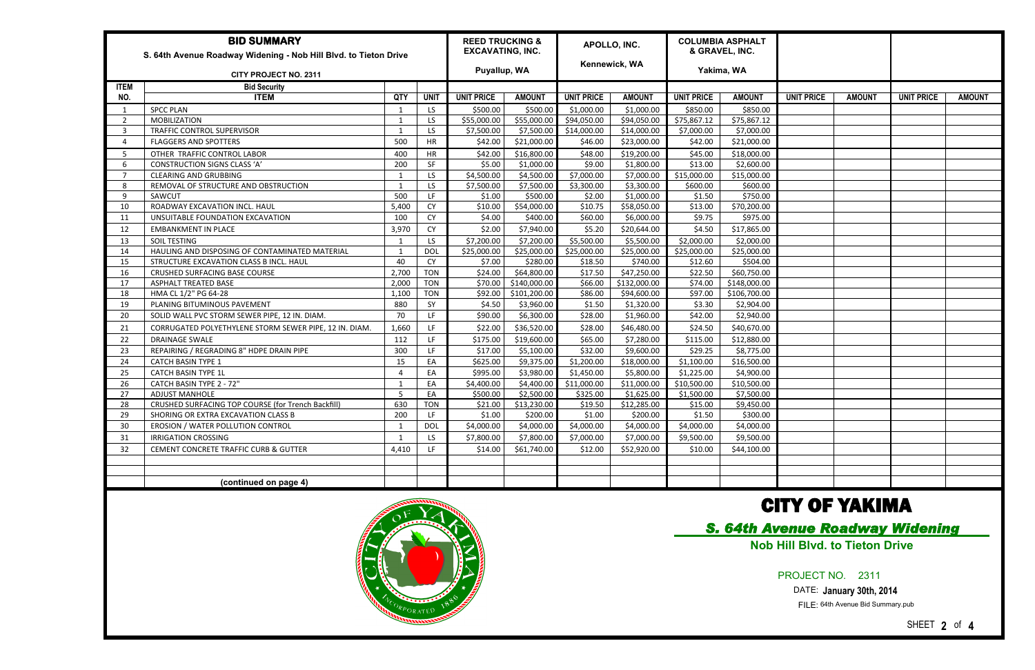| **BID SUMMARY** S. 64th Avenue Roadway Widening - Nob Hill Blvd. to Tieton Drive CITY PROJECT NO. 2311 | | | | **REED TRUCKING & EXCAVATING, INC.** Puyallup, WA | | **APOLLO, INC.** Kennewick, WA | | **COLUMBIA ASPHALT & GRAVEL, INC.** Yakima, WA | | | | | |
|---|---|---|---|---|---|---|---|---|---|---|---|---|---|
| **ITEM NO.** | **Bid Security** **ITEM** | **QTY** | **UNIT** | **UNIT PRICE** | **AMOUNT** | **UNIT PRICE** | **AMOUNT** | **UNIT PRICE** | **AMOUNT** | **UNIT PRICE** | **AMOUNT** | **UNIT PRICE** | **AMOUNT** |
| 1 | SPCC PLAN | 1 | LS | $500.00 | $500.00 | $1,000.00 | $1,000.00 | $850.00 | $850.00 | | | | |
| 2 | MOBILIZATION | 1 | LS | $55,000.00 | $55,000.00 | $94,050.00 | $94,050.00 | $75,867.12 | $75,867.12 | | | | |
| 3 | TRAFFIC CONTROL SUPERVISOR | 1 | LS | $7,500.00 | $7,500.00 | $14,000.00 | $14,000.00 | $7,000.00 | $7,000.00 | | | | |
| 4 | FLAGGERS AND SPOTTERS | 500 | HR | $42.00 | $21,000.00 | $46.00 | $23,000.00 | $42.00 | $21,000.00 | | | | |
| 5 | OTHER TRAFFIC CONTROL LABOR | 400 | HR | $42.00 | $16,800.00 | $48.00 | $19,200.00 | $45.00 | $18,000.00 | | | | |
| 6 | CONSTRUCTION SIGNS CLASS 'A' | 200 | SF | $5.00 | $1,000.00 | $9.00 | $1,800.00 | $13.00 | $2,600.00 | | | | |
| 7 | CLEARING AND GRUBBING | 1 | LS | $4,500.00 | $4,500.00 | $7,000.00 | $7,000.00 | $15,000.00 | $15,000.00 | | | | |
| 8 | REMOVAL OF STRUCTURE AND OBSTRUCTION | 1 | LS | $7,500.00 | $7,500.00 | $3,300.00 | $3,300.00 | $600.00 | $600.00 | | | | |
| 9 | SAWCUT | 500 | LF | $1.00 | $500.00 | $2.00 | $1,000.00 | $1.50 | $750.00 | | | | |
| 10 | ROADWAY EXCAVATION INCL. HAUL | 5,400 | CY | $10.00 | $54,000.00 | $10.75 | $58,050.00 | $13.00 | $70,200.00 | | | | |
| 11 | UNSUITABLE FOUNDATION EXCAVATION | 100 | CY | $4.00 | $400.00 | $60.00 | $6,000.00 | $9.75 | $975.00 | | | | |
| 12 | EMBANKMENT IN PLACE | 3,970 | CY | $2.00 | $7,940.00 | $5.20 | $20,644.00 | $4.50 | $17,865.00 | | | | |
| 13 | SOIL TESTING | 1 | LS | $7,200.00 | $7,200.00 | $5,500.00 | $5,500.00 | $2,000.00 | $2,000.00 | | | | |
| 14 | HAULING AND DISPOSING OF CONTAMINATED MATERIAL | 1 | DOL | $25,000.00 | $25,000.00 | $25,000.00 | $25,000.00 | $25,000.00 | $25,000.00 | | | | |
| 15 | STRUCTURE EXCAVATION CLASS B INCL. HAUL | 40 | CY | $7.00 | $280.00 | $18.50 | $740.00 | $12.60 | $504.00 | | | | |
| 16 | CRUSHED SURFACING BASE COURSE | 2,700 | TON | $24.00 | $64,800.00 | $17.50 | $47,250.00 | $22.50 | $60,750.00 | | | | |
| 17 | ASPHALT TREATED BASE | 2,000 | TON | $70.00 | $140,000.00 | $66.00 | $132,000.00 | $74.00 | $148,000.00 | | | | |
| 18 | HMA CL 1/2" PG 64-28 | 1,100 | TON | $92.00 | $101,200.00 | $86.00 | $94,600.00 | $97.00 | $106,700.00 | | | | |
| 19 | PLANING BITUMINOUS PAVEMENT | 880 | SY | $4.50 | $3,960.00 | $1.50 | $1,320.00 | $3.30 | $2,904.00 | | | | |
| 20 | SOLID WALL PVC STORM SEWER PIPE, 12 IN. DIAM. | 70 | LF | $90.00 | $6,300.00 | $28.00 | $1,960.00 | $42.00 | $2,940.00 | | | | |
| 21 | CORRUGATED POLYETHYLENE STORM SEWER PIPE, 12 IN. DIAM. | 1,660 | LF | $22.00 | $36,520.00 | $28.00 | $46,480.00 | $24.50 | $40,670.00 | | | | |
| 22 | DRAINAGE SWALE | 112 | LF | $175.00 | $19,600.00 | $65.00 | $7,280.00 | $115.00 | $12,880.00 | | | | |
| 23 | REPAIRING / REGRADING 8" HDPE DRAIN PIPE | 300 | LF | $17.00 | $5,100.00 | $32.00 | $9,600.00 | $29.25 | $8,775.00 | | | | |
| 24 | CATCH BASIN TYPE 1 | 15 | EA | $625.00 | $9,375.00 | $1,200.00 | $18,000.00 | $1,100.00 | $16,500.00 | | | | |
| 25 | CATCH BASIN TYPE 1L | 4 | EA | $995.00 | $3,980.00 | $1,450.00 | $5,800.00 | $1,225.00 | $4,900.00 | | | | |
| 26 | CATCH BASIN TYPE 2 - 72" | 1 | EA | $4,400.00 | $4,400.00 | $11,000.00 | $11,000.00 | $10,500.00 | $10,500.00 | | | | |
| 27 | ADJUST MANHOLE | 5 | EA | $500.00 | $2,500.00 | $325.00 | $1,625.00 | $1,500.00 | $7,500.00 | | | | |
| 28 | CRUSHED SURFACING TOP COURSE (for Trench Backfill) | 630 | TON | $21.00 | $13,230.00 | $19.50 | $12,285.00 | $15.00 | $9,450.00 | | | | |
| 29 | SHORING OR EXTRA EXCAVATION CLASS B | 200 | LF | $1.00 | $200.00 | $1.00 | $200.00 | $1.50 | $300.00 | | | | |
| 30 | EROSION / WATER POLLUTION CONTROL | 1 | DOL | $4,000.00 | $4,000.00 | $4,000.00 | $4,000.00 | $4,000.00 | $4,000.00 | | | | |
| 31 | IRRIGATION CROSSING | 1 | LS | $7,800.00 | $7,800.00 | $7,000.00 | $7,000.00 | $9,500.00 | $9,500.00 | | | | |
| 32 | CEMENT CONCRETE TRAFFIC CURB & GUTTER | 4,410 | LF | $14.00 | $61,740.00 | $12.00 | $52,920.00 | $10.00 | $44,100.00 | | | | |
| | | | | | | | | | | | | | |
| | | | | | | | | | | | | | |
| | (continued on page 4) | | | | | | | | | | | | |

# CITY OF YAKIMA

## *S. 64th Avenue Roadway Widening*

**Nob Hill Blvd. to Tieton Drive**

PROJECT NO. 2311

DATE: **January 30th, 2014**

FILE: 64th Avenue Bid Summary.pub

SHEET **2** of **4**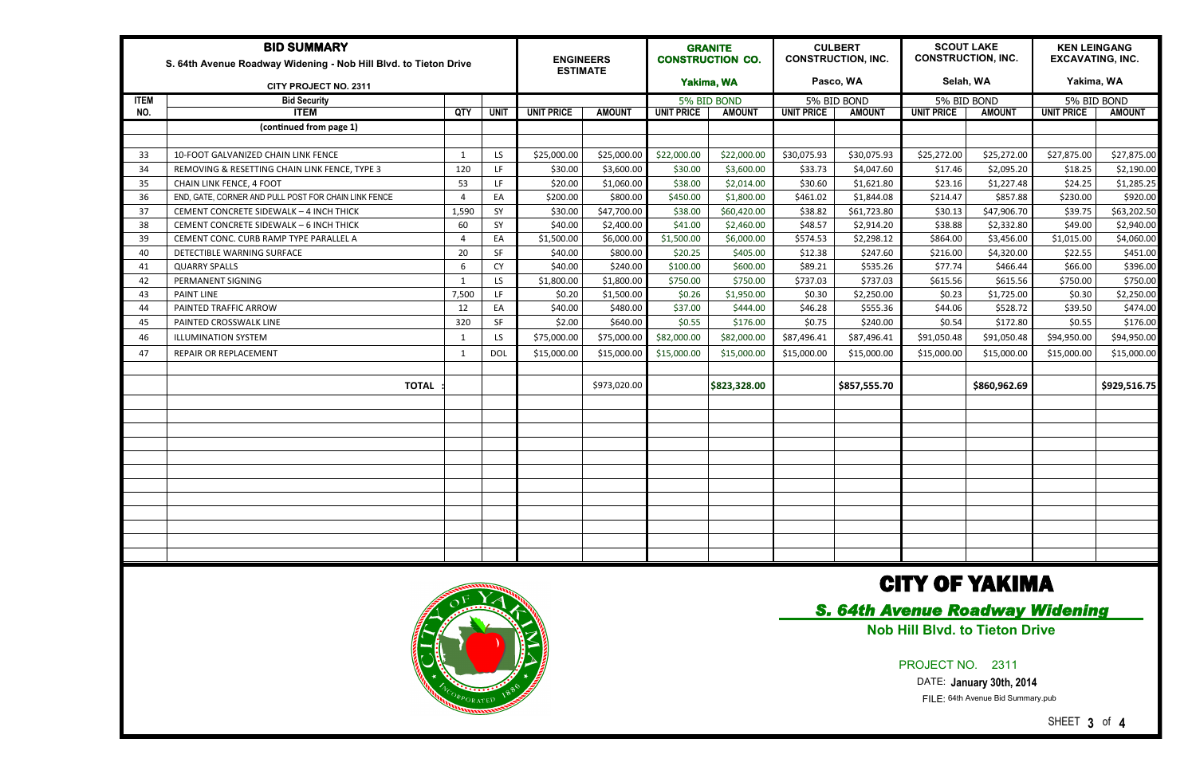# BID SUMMARY

**S. 64th Avenue Roadway Widening - Nob Hill Blvd. to Tieton Drive**

**CITY PROJECT NO. 2311**

| ITEM NO. | ITEM | QTY | UNIT | ENGINEERS ESTIMATE | | GRANITE CONSTRUCTION CO. Yakima, WA | | CULBERT CONSTRUCTION, INC. Pasco, WA | | SCOUT LAKE CONSTRUCTION, INC. Selah, WA | | KEN LEINGANG EXCAVATING, INC. Yakima, WA | |
|---|---|---|---|---|---|---|---|---|---|---|---|---|---|
| | Bid Security | | | | | 5% BID BOND | | 5% BID BOND | | 5% BID BOND | | 5% BID BOND | |
| | | | | UNIT PRICE | AMOUNT | UNIT PRICE | AMOUNT | UNIT PRICE | AMOUNT | UNIT PRICE | AMOUNT | UNIT PRICE | AMOUNT |
| | (continued from page 1) | | | | | | | | | | | | |
| 33 | 10-FOOT GALVANIZED CHAIN LINK FENCE | 1 | LS | $25,000.00 | $25,000.00 | $22,000.00 | $22,000.00 | $30,075.93 | $30,075.93 | $25,272.00 | $25,272.00 | $27,875.00 | $27,875.00 |
| 34 | REMOVING & RESETTING CHAIN LINK FENCE, TYPE 3 | 120 | LF | $30.00 | $3,600.00 | $30.00 | $3,600.00 | $33.73 | $4,047.60 | $17.46 | $2,095.20 | $18.25 | $2,190.00 |
| 35 | CHAIN LINK FENCE, 4 FOOT | 53 | LF | $20.00 | $1,060.00 | $38.00 | $2,014.00 | $30.60 | $1,621.80 | $23.16 | $1,227.48 | $24.25 | $1,285.25 |
| 36 | END, GATE, CORNER AND PULL POST FOR CHAIN LINK FENCE | 4 | EA | $200.00 | $800.00 | $450.00 | $1,800.00 | $461.02 | $1,844.08 | $214.47 | $857.88 | $230.00 | $920.00 |
| 37 | CEMENT CONCRETE SIDEWALK – 4 INCH THICK | 1,590 | SY | $30.00 | $47,700.00 | $38.00 | $60,420.00 | $38.82 | $61,723.80 | $30.13 | $47,906.70 | $39.75 | $63,202.50 |
| 38 | CEMENT CONCRETE SIDEWALK – 6 INCH THICK | 60 | SY | $40.00 | $2,400.00 | $41.00 | $2,460.00 | $48.57 | $2,914.20 | $38.88 | $2,332.80 | $49.00 | $2,940.00 |
| 39 | CEMENT CONC. CURB RAMP TYPE PARALLEL A | 4 | EA | $1,500.00 | $6,000.00 | $1,500.00 | $6,000.00 | $574.53 | $2,298.12 | $864.00 | $3,456.00 | $1,015.00 | $4,060.00 |
| 40 | DETECTIBLE WARNING SURFACE | 20 | SF | $40.00 | $800.00 | $20.25 | $405.00 | $12.38 | $247.60 | $216.00 | $4,320.00 | $22.55 | $451.00 |
| 41 | QUARRY SPALLS | 6 | CY | $40.00 | $240.00 | $100.00 | $600.00 | $89.21 | $535.26 | $77.74 | $466.44 | $66.00 | $396.00 |
| 42 | PERMANENT SIGNING | 1 | LS | $1,800.00 | $1,800.00 | $750.00 | $750.00 | $737.03 | $737.03 | $615.56 | $615.56 | $750.00 | $750.00 |
| 43 | PAINT LINE | 7,500 | LF | $0.20 | $1,500.00 | $0.26 | $1,950.00 | $0.30 | $2,250.00 | $0.23 | $1,725.00 | $0.30 | $2,250.00 |
| 44 | PAINTED TRAFFIC ARROW | 12 | EA | $40.00 | $480.00 | $37.00 | $444.00 | $46.28 | $555.36 | $44.06 | $528.72 | $39.50 | $474.00 |
| 45 | PAINTED CROSSWALK LINE | 320 | SF | $2.00 | $640.00 | $0.55 | $176.00 | $0.75 | $240.00 | $0.54 | $172.80 | $0.55 | $176.00 |
| 46 | ILLUMINATION SYSTEM | 1 | LS | $75,000.00 | $75,000.00 | $82,000.00 | $82,000.00 | $87,496.41 | $87,496.41 | $91,050.48 | $91,050.48 | $94,950.00 | $94,950.00 |
| 47 | REPAIR OR REPLACEMENT | 1 | DOL | $15,000.00 | $15,000.00 | $15,000.00 | $15,000.00 | $15,000.00 | $15,000.00 | $15,000.00 | $15,000.00 | $15,000.00 | $15,000.00 |
| | **TOTAL :** | | | | $973,020.00 | | **$823,328.00** | | **$857,555.70** | | **$860,962.69** | | **$929,516.75** |

# CITY OF YAKIMA

***S. 64th Avenue Roadway Widening***

**Nob Hill Blvd. to Tieton Drive**

PROJECT NO. 2311

DATE: **January 30th, 2014**

FILE: 64th Avenue Bid Summary.pub

SHEET **3** of **4**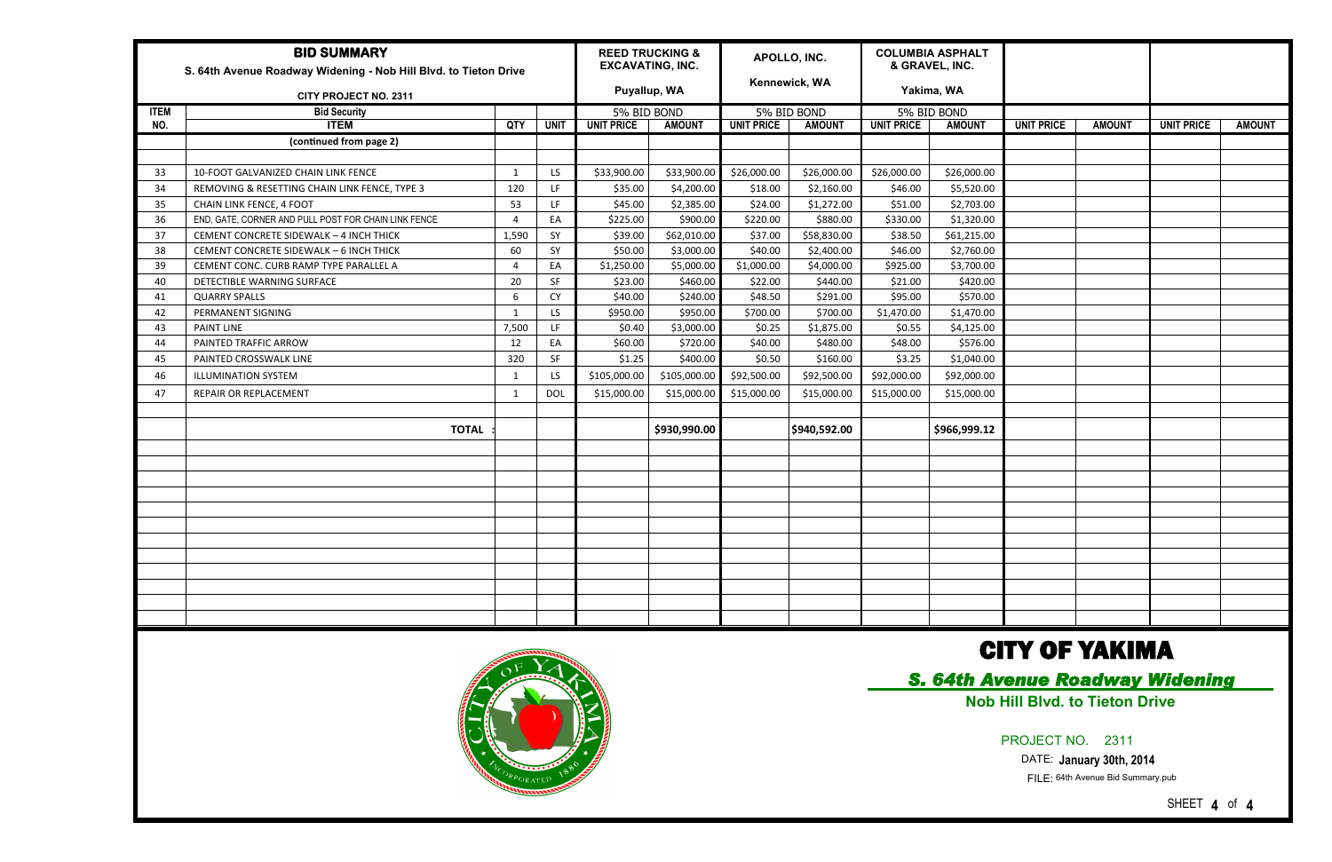| BID SUMMARY<br>S. 64th Avenue Roadway Widening - Nob Hill Blvd. to Tieton Drive<br>CITY PROJECT NO. 2311 | | | | REED TRUCKING & EXCAVATING, INC.<br>Puyallup, WA | | APOLLO, INC.<br>Kennewick, WA | | COLUMBIA ASPHALT & GRAVEL, INC.<br>Yakima, WA | | | | | |
|---|---|---|---|---|---|---|---|---|---|---|---|---|---|
| ITEM | Bid Security | | | 5% BID BOND | | 5% BID BOND | | 5% BID BOND | | | | | |
| NO. | ITEM | QTY | UNIT | UNIT PRICE | AMOUNT | UNIT PRICE | AMOUNT | UNIT PRICE | AMOUNT | UNIT PRICE | AMOUNT | UNIT PRICE | AMOUNT |
| | (continued from page 2) | | | | | | | | | | | | |
| 33 | 10-FOOT GALVANIZED CHAIN LINK FENCE | 1 | LS | $33,900.00 | $33,900.00 | $26,000.00 | $26,000.00 | $26,000.00 | $26,000.00 | | | | |
| 34 | REMOVING & RESETTING CHAIN LINK FENCE, TYPE 3 | 120 | LF | $35.00 | $4,200.00 | $18.00 | $2,160.00 | $46.00 | $5,520.00 | | | | |
| 35 | CHAIN LINK FENCE, 4 FOOT | 53 | LF | $45.00 | $2,385.00 | $24.00 | $1,272.00 | $51.00 | $2,703.00 | | | | |
| 36 | END, GATE, CORNER AND PULL POST FOR CHAIN LINK FENCE | 4 | EA | $225.00 | $900.00 | $220.00 | $880.00 | $330.00 | $1,320.00 | | | | |
| 37 | CEMENT CONCRETE SIDEWALK – 4 INCH THICK | 1,590 | SY | $39.00 | $62,010.00 | $37.00 | $58,830.00 | $38.50 | $61,215.00 | | | | |
| 38 | CEMENT CONCRETE SIDEWALK – 6 INCH THICK | 60 | SY | $50.00 | $3,000.00 | $40.00 | $2,400.00 | $46.00 | $2,760.00 | | | | |
| 39 | CEMENT CONC. CURB RAMP TYPE PARALLEL A | 4 | EA | $1,250.00 | $5,000.00 | $1,000.00 | $4,000.00 | $925.00 | $3,700.00 | | | | |
| 40 | DETECTIBLE WARNING SURFACE | 20 | SF | $23.00 | $460.00 | $22.00 | $440.00 | $21.00 | $420.00 | | | | |
| 41 | QUARRY SPALLS | 6 | CY | $40.00 | $240.00 | $48.50 | $291.00 | $95.00 | $570.00 | | | | |
| 42 | PERMANENT SIGNING | 1 | LS | $950.00 | $950.00 | $700.00 | $700.00 | $1,470.00 | $1,470.00 | | | | |
| 43 | PAINT LINE | 7,500 | LF | $0.40 | $3,000.00 | $0.25 | $1,875.00 | $0.55 | $4,125.00 | | | | |
| 44 | PAINTED TRAFFIC ARROW | 12 | EA | $60.00 | $720.00 | $40.00 | $480.00 | $48.00 | $576.00 | | | | |
| 45 | PAINTED CROSSWALK LINE | 320 | SF | $1.25 | $400.00 | $0.50 | $160.00 | $3.25 | $1,040.00 | | | | |
| 46 | ILLUMINATION SYSTEM | 1 | LS | $105,000.00 | $105,000.00 | $92,500.00 | $92,500.00 | $92,000.00 | $92,000.00 | | | | |
| 47 | REPAIR OR REPLACEMENT | 1 | DOL | $15,000.00 | $15,000.00 | $15,000.00 | $15,000.00 | $15,000.00 | $15,000.00 | | | | |
| | TOTAL : | | | | $930,990.00 | | $940,592.00 | | $966,999.12 | | | | |

# CITY OF YAKIMA

## *S. 64th Avenue Roadway Widening*

**Nob Hill Blvd. to Tieton Drive**

PROJECT NO. 2311

DATE: **January 30th, 2014**

FILE: 64th Avenue Bid Summary.pub

SHEET **4** of **4**